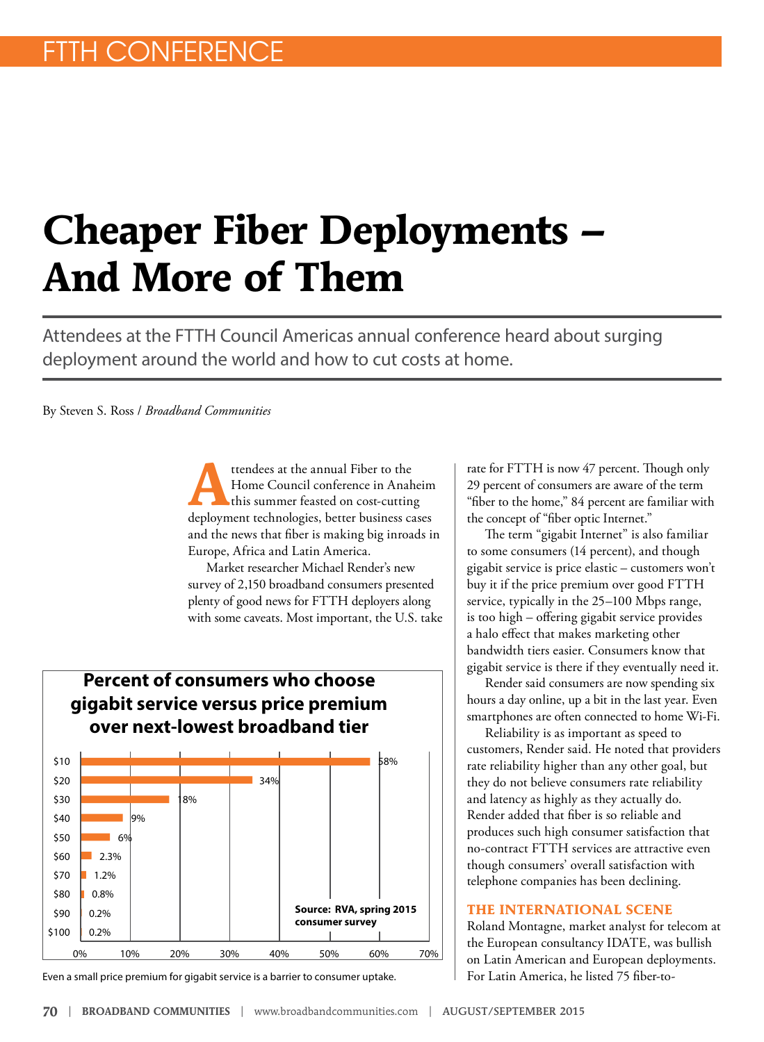# Cheaper Fiber Deployments – And More of Them

Attendees at the FTTH Council Americas annual conference heard about surging deployment around the world and how to cut costs at home.

By Steven S. Ross / *Broadband Communities*

Attendees at the annual Fiber to the Home Council conference in Anaheim this summer feasted on cost-cutting deployment technologies, better business cases and the news that fiber is making big inroads in Europe, Africa and Latin America.

Market researcher Michael Render's new survey of 2,150 broadband consumers presented plenty of good news for FTTH deployers along with some caveats. Most important, the U.S. take rate for FTTH is now 47 percent. Though only 29 percent of consumers are aware of the term "fiber to the home," 84 percent are familiar with the concept of "fiber optic Internet."

The term "gigabit Internet" is also familiar to some consumers (14 percent), and though gigabit service is price elastic – customers won't buy it if the price premium over good FTTH service, typically in the 25–100 Mbps range, is too high – offering gigabit service provides a halo effect that makes marketing other bandwidth tiers easier. Consumers know that gigabit service is there if they eventually need it.

Render said consumers are now spending six hours a day online, up a bit in the last year. Even smartphones are often connected to home Wi-Fi.

Reliability is as important as speed to customers, Render said. He noted that providers rate reliability higher than any other goal, but they do not believe consumers rate reliability and latency as highly as they actually do. Render added that fiber is so reliable and produces such high consumer satisfaction that no-contract FTTH services are attractive even though consumers' overall satisfaction with telephone companies has been declining.

**Percent of consumers who choose gigabit service versus price premium over next-lowest broadband tier**

| Price premium | Percent of consumers |
|---|---|
| $10 | 58% |
| $20 | 34% |
| $30 | 18% |
| $40 | 9% |
| $50 | 6% |
| $60 | 2.3% |
| $70 | 1.2% |
| $80 | 0.8% |
| $90 | 0.2% |
| $100 | 0.2% |

Source: RVA, spring 2015 consumer survey

Even a small price premium for gigabit service is a barrier to consumer uptake.

## THE INTERNATIONAL SCENE

Roland Montagne, market analyst for telecom at the European consultancy IDATE, was bullish on Latin American and European deployments. For Latin America, he listed 75 fiber-to-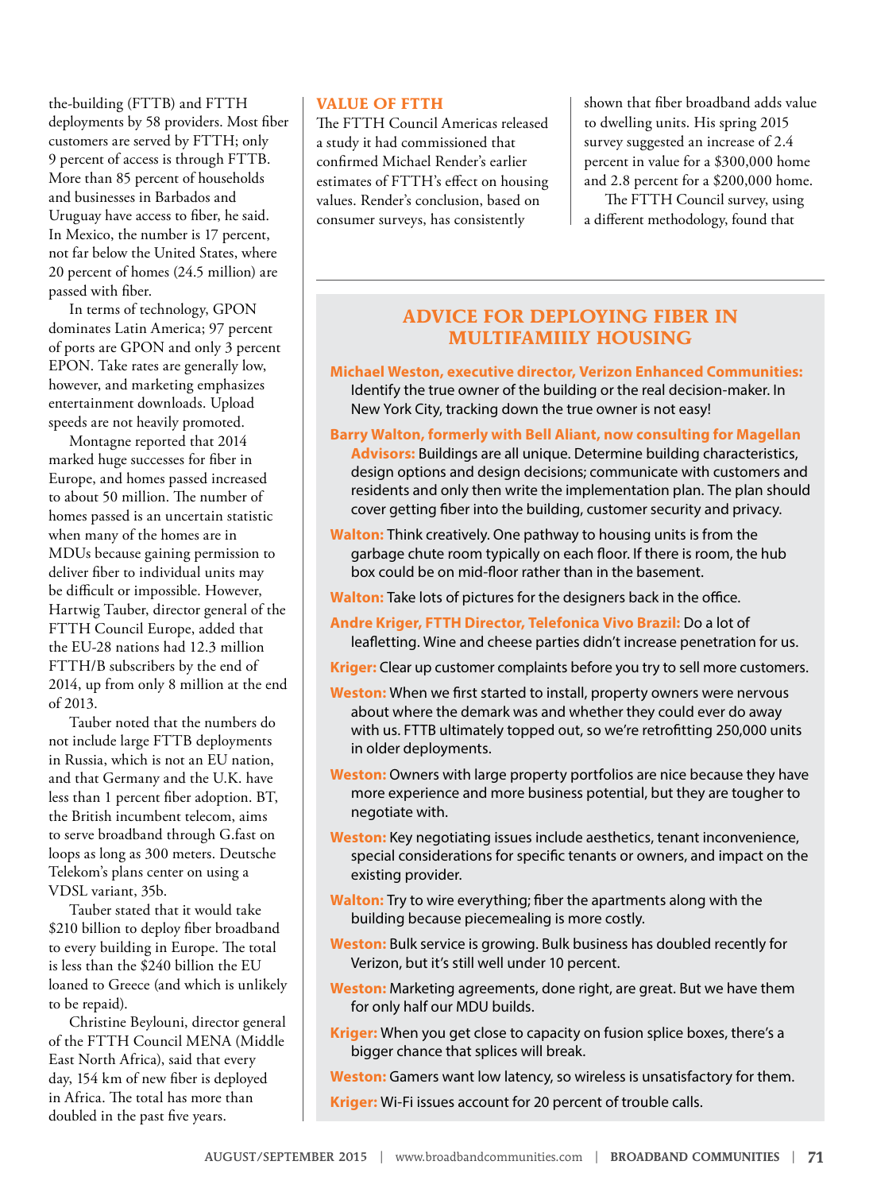the-building (FTTB) and FTTH deployments by 58 providers. Most fiber customers are served by FTTH; only 9 percent of access is through FTTB. More than 85 percent of households and businesses in Barbados and Uruguay have access to fiber, he said. In Mexico, the number is 17 percent, not far below the United States, where 20 percent of homes (24.5 million) are passed with fiber.

In terms of technology, GPON dominates Latin America; 97 percent of ports are GPON and only 3 percent EPON. Take rates are generally low, however, and marketing emphasizes entertainment downloads. Upload speeds are not heavily promoted.

Montagne reported that 2014 marked huge successes for fiber in Europe, and homes passed increased to about 50 million. The number of homes passed is an uncertain statistic when many of the homes are in MDUs because gaining permission to deliver fiber to individual units may be difficult or impossible. However, Hartwig Tauber, director general of the FTTH Council Europe, added that the EU-28 nations had 12.3 million FTTH/B subscribers by the end of 2014, up from only 8 million at the end of 2013.

Tauber noted that the numbers do not include large FTTB deployments in Russia, which is not an EU nation, and that Germany and the U.K. have less than 1 percent fiber adoption. BT, the British incumbent telecom, aims to serve broadband through G.fast on loops as long as 300 meters. Deutsche Telekom's plans center on using a VDSL variant, 35b.

Tauber stated that it would take \$210 billion to deploy fiber broadband to every building in Europe. The total is less than the \$240 billion the EU loaned to Greece (and which is unlikely to be repaid).

Christine Beylouni, director general of the FTTH Council MENA (Middle East North Africa), said that every day, 154 km of new fiber is deployed in Africa. The total has more than doubled in the past five years.

## VALUE OF FTTH

The FTTH Council Americas released a study it had commissioned that confirmed Michael Render's earlier estimates of FTTH's effect on housing values. Render's conclusion, based on consumer surveys, has consistently shown that fiber broadband adds value to dwelling units. His spring 2015 survey suggested an increase of 2.4 percent in value for a \$300,000 home and 2.8 percent for a \$200,000 home.

The FTTH Council survey, using a different methodology, found that

## ADVICE FOR DEPLOYING FIBER IN MULTIFAMIILY HOUSING

**Michael Weston, executive director, Verizon Enhanced Communities:** Identify the true owner of the building or the real decision-maker. In New York City, tracking down the true owner is not easy!

**Barry Walton, formerly with Bell Aliant, now consulting for Magellan Advisors:** Buildings are all unique. Determine building characteristics, design options and design decisions; communicate with customers and residents and only then write the implementation plan. The plan should cover getting fiber into the building, customer security and privacy.

**Walton:** Think creatively. One pathway to housing units is from the garbage chute room typically on each floor. If there is room, the hub box could be on mid-floor rather than in the basement.

**Walton:** Take lots of pictures for the designers back in the office.

**Andre Kriger, FTTH Director, Telefonica Vivo Brazil:** Do a lot of leafletting. Wine and cheese parties didn't increase penetration for us.

**Kriger:** Clear up customer complaints before you try to sell more customers.

**Weston:** When we first started to install, property owners were nervous about where the demark was and whether they could ever do away with us. FTTB ultimately topped out, so we're retrofitting 250,000 units in older deployments.

**Weston:** Owners with large property portfolios are nice because they have more experience and more business potential, but they are tougher to negotiate with.

**Weston:** Key negotiating issues include aesthetics, tenant inconvenience, special considerations for specific tenants or owners, and impact on the existing provider.

**Walton:** Try to wire everything; fiber the apartments along with the building because piecemealing is more costly.

**Weston:** Bulk service is growing. Bulk business has doubled recently for Verizon, but it's still well under 10 percent.

**Weston:** Marketing agreements, done right, are great. But we have them for only half our MDU builds.

**Kriger:** When you get close to capacity on fusion splice boxes, there's a bigger chance that splices will break.

**Weston:** Gamers want low latency, so wireless is unsatisfactory for them.

**Kriger:** Wi-Fi issues account for 20 percent of trouble calls.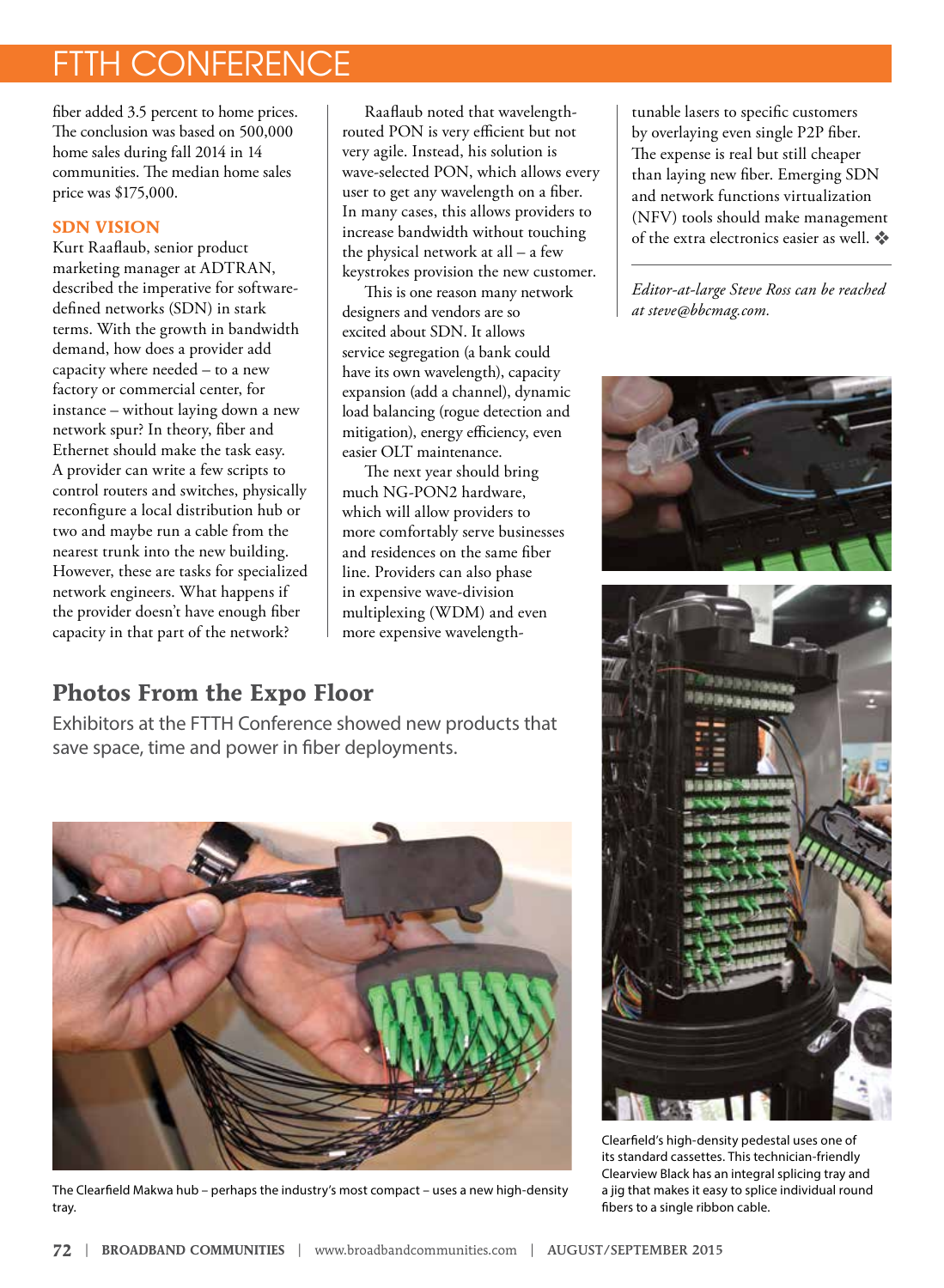fiber added 3.5 percent to home prices. The conclusion was based on 500,000 home sales during fall 2014 in 14 communities. The median home sales price was $175,000.

### SDN VISION

Kurt Raaflaub, senior product marketing manager at ADTRAN, described the imperative for software-defined networks (SDN) in stark terms. With the growth in bandwidth demand, how does a provider add capacity where needed – to a new factory or commercial center, for instance – without laying down a new network spur? In theory, fiber and Ethernet should make the task easy. A provider can write a few scripts to control routers and switches, physically reconfigure a local distribution hub or two and maybe run a cable from the nearest trunk into the new building. However, these are tasks for specialized network engineers. What happens if the provider doesn't have enough fiber capacity in that part of the network?

Raaflaub noted that wavelength-routed PON is very efficient but not very agile. Instead, his solution is wave-selected PON, which allows every user to get any wavelength on a fiber. In many cases, this allows providers to increase bandwidth without touching the physical network at all – a few keystrokes provision the new customer.

This is one reason many network designers and vendors are so excited about SDN. It allows service segregation (a bank could have its own wavelength), capacity expansion (add a channel), dynamic load balancing (rogue detection and mitigation), energy efficiency, even easier OLT maintenance.

The next year should bring much NG-PON2 hardware, which will allow providers to more comfortably serve businesses and residences on the same fiber line. Providers can also phase in expensive wave-division multiplexing (WDM) and even more expensive wavelength-tunable lasers to specific customers by overlaying even single P2P fiber. The expense is real but still cheaper than laying new fiber. Emerging SDN and network functions virtualization (NFV) tools should make management of the extra electronics easier as well. ❖

*Editor-at-large Steve Ross can be reached at steve@bbcmag.com.*

## Photos From the Expo Floor

Exhibitors at the FTTH Conference showed new products that save space, time and power in fiber deployments.

The Clearfield Makwa hub – perhaps the industry's most compact – uses a new high-density tray.

Clearfield's high-density pedestal uses one of its standard cassettes. This technician-friendly Clearview Black has an integral splicing tray and a jig that makes it easy to splice individual round fibers to a single ribbon cable.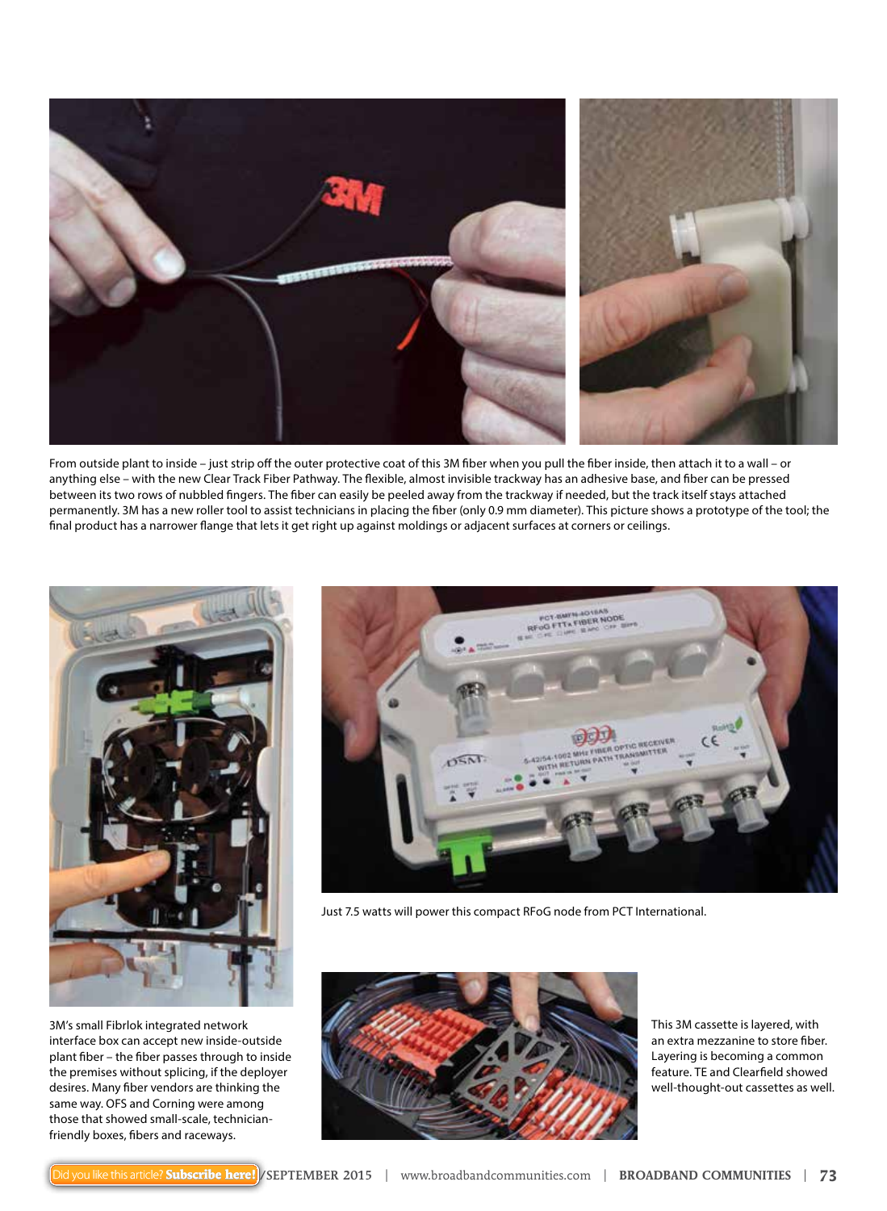From outside plant to inside – just strip off the outer protective coat of this 3M fiber when you pull the fiber inside, then attach it to a wall – or anything else – with the new Clear Track Fiber Pathway. The flexible, almost invisible trackway has an adhesive base, and fiber can be pressed between its two rows of nubbled fingers. The fiber can easily be peeled away from the trackway if needed, but the track itself stays attached permanently. 3M has a new roller tool to assist technicians in placing the fiber (only 0.9 mm diameter). This picture shows a prototype of the tool; the final product has a narrower flange that lets it get right up against moldings or adjacent surfaces at corners or ceilings.

Just 7.5 watts will power this compact RFoG node from PCT International.

3M's small Fibrlok integrated network interface box can accept new inside-outside plant fiber – the fiber passes through to inside the premises without splicing, if the deployer desires. Many fiber vendors are thinking the same way. OFS and Corning were among those that showed small-scale, technician-friendly boxes, fibers and raceways.

This 3M cassette is layered, with an extra mezzanine to store fiber. Layering is becoming a common feature. TE and Clearfield showed well-thought-out cassettes as well.

Did you like this article? **Subscribe here!**